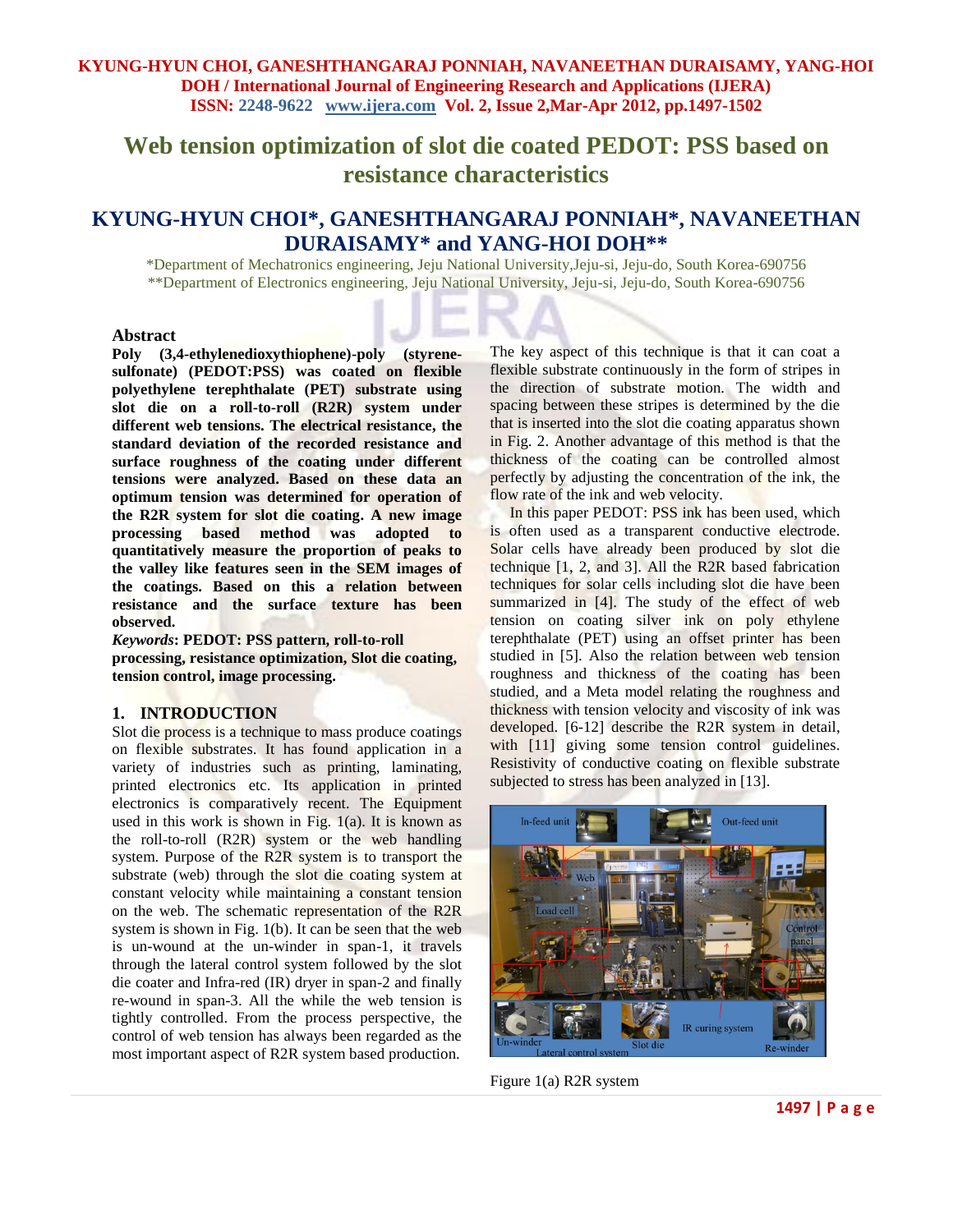# Web tension optimization of slot die coated PEDOT: PSS based on resistance characteristics

## KYUNG-HYUN CHOI*, GANESHTHANGARAJ PONNIAH*, NAVANEETHAN DURAISAMY* and YANG-HOI DOH**

*Department of Mechatronics engineering, Jeju National University, Jeju-si, Jeju-do, South Korea-690756
**Department of Electronics engineering, Jeju National University, Jeju-si, Jeju-do, South Korea-690756

### Abstract

**Poly (3,4-ethylenedioxythiophene)-poly (styrene-sulfonate) (PEDOT:PSS) was coated on flexible polyethylene terephthalate (PET) substrate using slot die on a roll-to-roll (R2R) system under different web tensions. The electrical resistance, the standard deviation of the recorded resistance and surface roughness of the coating under different tensions were analyzed. Based on these data an optimum tension was determined for operation of the R2R system for slot die coating. A new image processing based method was adopted to quantitatively measure the proportion of peaks to the valley like features seen in the SEM images of the coatings. Based on this a relation between resistance and the surface texture has been observed.**

***Keywords*: PEDOT: PSS pattern, roll-to-roll processing, resistance optimization, Slot die coating, tension control, image processing.**

### 1. INTRODUCTION

Slot die process is a technique to mass produce coatings on flexible substrates. It has found application in a variety of industries such as printing, laminating, printed electronics etc. Its application in printed electronics is comparatively recent. The Equipment used in this work is shown in Fig. 1(a). It is known as the roll-to-roll (R2R) system or the web handling system. Purpose of the R2R system is to transport the substrate (web) through the slot die coating system at constant velocity while maintaining a constant tension on the web. The schematic representation of the R2R system is shown in Fig. 1(b). It can be seen that the web is un-wound at the un-winder in span-1, it travels through the lateral control system followed by the slot die coater and Infra-red (IR) dryer in span-2 and finally re-wound in span-3. All the while the web tension is tightly controlled. From the process perspective, the control of web tension has always been regarded as the most important aspect of R2R system based production.

The key aspect of this technique is that it can coat a flexible substrate continuously in the form of stripes in the direction of substrate motion. The width and spacing between these stripes is determined by the die that is inserted into the slot die coating apparatus shown in Fig. 2. Another advantage of this method is that the thickness of the coating can be controlled almost perfectly by adjusting the concentration of the ink, the flow rate of the ink and web velocity.

In this paper PEDOT: PSS ink has been used, which is often used as a transparent conductive electrode. Solar cells have already been produced by slot die technique [1, 2, and 3]. All the R2R based fabrication techniques for solar cells including slot die have been summarized in [4]. The study of the effect of web tension on coating silver ink on poly ethylene terephthalate (PET) using an offset printer has been studied in [5]. Also the relation between web tension roughness and thickness of the coating has been studied, and a Meta model relating the roughness and thickness with tension velocity and viscosity of ink was developed. [6-12] describe the R2R system in detail, with [11] giving some tension control guidelines. Resistivity of conductive coating on flexible substrate subjected to stress has been analyzed in [13].

Figure 1(a) R2R system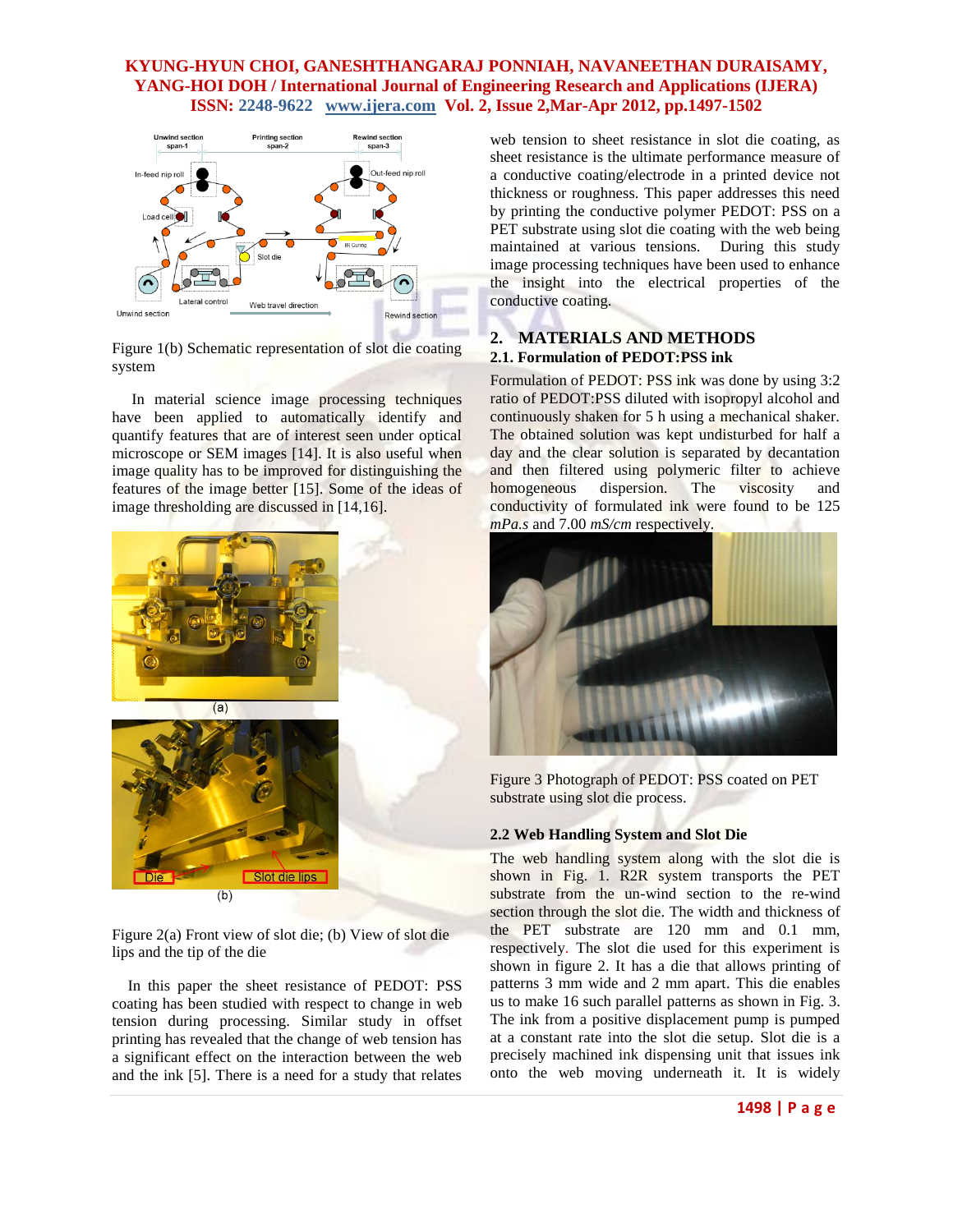Figure 1(b) Schematic representation of slot die coating system

In material science image processing techniques have been applied to automatically identify and quantify features that are of interest seen under optical microscope or SEM images [14]. It is also useful when image quality has to be improved for distinguishing the features of the image better [15]. Some of the ideas of image thresholding are discussed in [14,16].

Figure 2(a) Front view of slot die; (b) View of slot die lips and the tip of the die

In this paper the sheet resistance of PEDOT: PSS coating has been studied with respect to change in web tension during processing. Similar study in offset printing has revealed that the change of web tension has a significant effect on the interaction between the web and the ink [5]. There is a need for a study that relates web tension to sheet resistance in slot die coating, as sheet resistance is the ultimate performance measure of a conductive coating/electrode in a printed device not thickness or roughness. This paper addresses this need by printing the conductive polymer PEDOT: PSS on a PET substrate using slot die coating with the web being maintained at various tensions. During this study image processing techniques have been used to enhance the insight into the electrical properties of the conductive coating.

## 2. MATERIALS AND METHODS

### 2.1. Formulation of PEDOT:PSS ink

Formulation of PEDOT: PSS ink was done by using 3:2 ratio of PEDOT:PSS diluted with isopropyl alcohol and continuously shaken for 5 h using a mechanical shaker. The obtained solution was kept undisturbed for half a day and the clear solution is separated by decantation and then filtered using polymeric filter to achieve homogeneous dispersion. The viscosity and conductivity of formulated ink were found to be 125 *mPa.s* and 7.00 *mS/cm* respectively.

Figure 3 Photograph of PEDOT: PSS coated on PET substrate using slot die process.

### 2.2 Web Handling System and Slot Die

The web handling system along with the slot die is shown in Fig. 1. R2R system transports the PET substrate from the un-wind section to the re-wind section through the slot die. The width and thickness of the PET substrate are 120 mm and 0.1 mm, respectively. The slot die used for this experiment is shown in figure 2. It has a die that allows printing of patterns 3 mm wide and 2 mm apart. This die enables us to make 16 such parallel patterns as shown in Fig. 3. The ink from a positive displacement pump is pumped at a constant rate into the slot die setup. Slot die is a precisely machined ink dispensing unit that issues ink onto the web moving underneath it. It is widely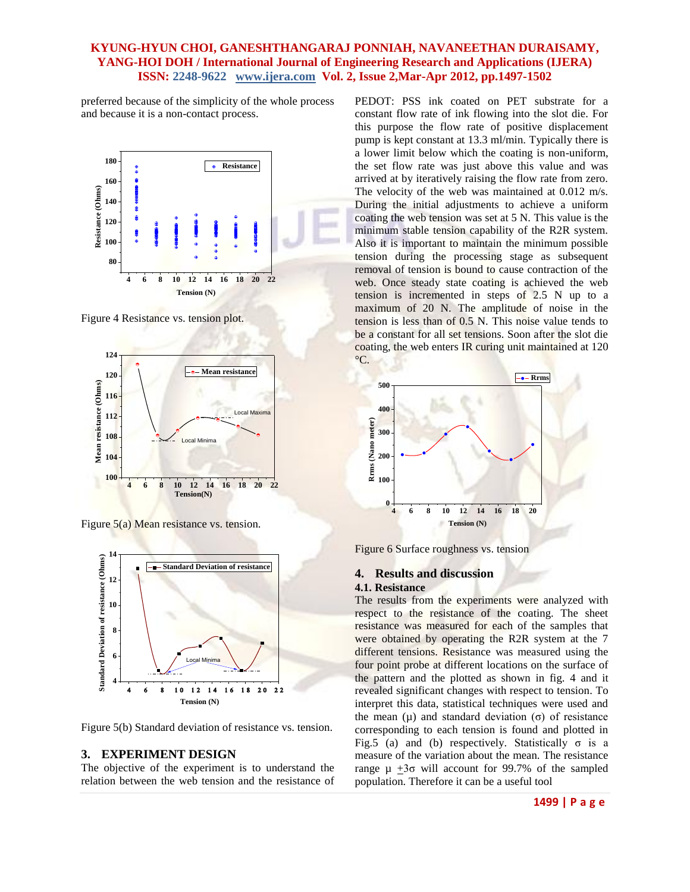preferred because of the simplicity of the whole process and because it is a non-contact process.

Figure 4 Resistance vs. tension plot.

Figure 5(a) Mean resistance vs. tension.

Figure 5(b) Standard deviation of resistance vs. tension.

## 3. EXPERIMENT DESIGN

The objective of the experiment is to understand the relation between the web tension and the resistance of PEDOT: PSS ink coated on PET substrate for a constant flow rate of ink flowing into the slot die. For this purpose the flow rate of positive displacement pump is kept constant at 13.3 ml/min. Typically there is a lower limit below which the coating is non-uniform, the set flow rate was just above this value and was arrived at by iteratively raising the flow rate from zero. The velocity of the web was maintained at 0.012 m/s. During the initial adjustments to achieve a uniform coating the web tension was set at 5 N. This value is the minimum stable tension capability of the R2R system. Also it is important to maintain the minimum possible tension during the processing stage as subsequent removal of tension is bound to cause contraction of the web. Once steady state coating is achieved the web tension is incremented in steps of 2.5 N up to a maximum of 20 N. The amplitude of noise in the tension is less than of 0.5 N. This noise value tends to be a constant for all set tensions. Soon after the slot die coating, the web enters IR curing unit maintained at 120 °C.

Figure 6 Surface roughness vs. tension

## 4. Results and discussion

### 4.1. Resistance

The results from the experiments were analyzed with respect to the resistance of the coating. The sheet resistance was measured for each of the samples that were obtained by operating the R2R system at the 7 different tensions. Resistance was measured using the four point probe at different locations on the surface of the pattern and the plotted as shown in fig. 4 and it revealed significant changes with respect to tension. To interpret this data, statistical techniques were used and the mean ($\mu$) and standard deviation ($\sigma$) of resistance corresponding to each tension is found and plotted in Fig.5 (a) and (b) respectively. Statistically $\sigma$ is a measure of the variation about the mean. The resistance range $\mu \pm 3\sigma$ will account for 99.7% of the sampled population. Therefore it can be a useful tool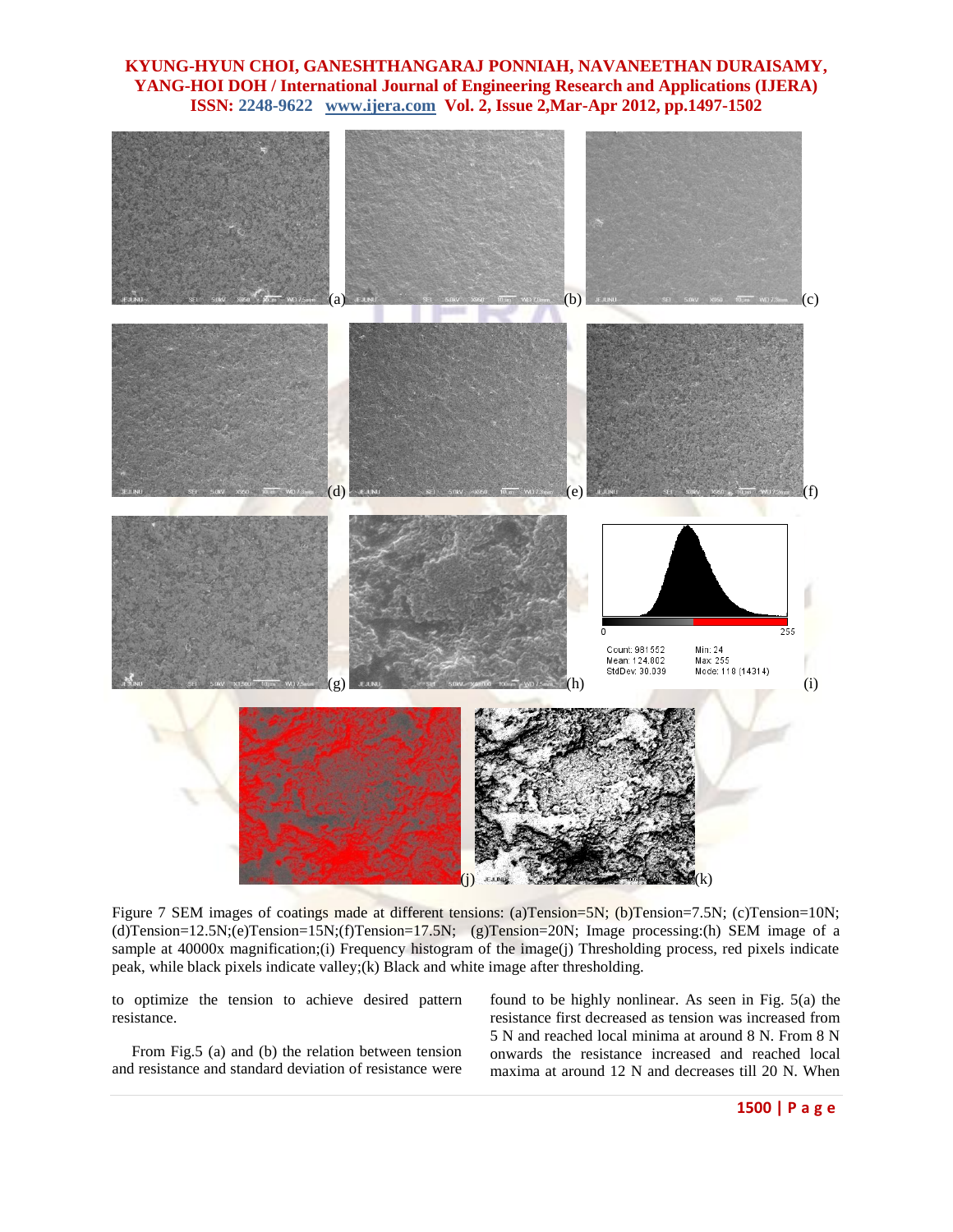Figure 7 SEM images of coatings made at different tensions: (a)Tension=5N; (b)Tension=7.5N; (c)Tension=10N; (d)Tension=12.5N;(e)Tension=15N;(f)Tension=17.5N; (g)Tension=20N; Image processing:(h) SEM image of a sample at 40000x magnification;(i) Frequency histogram of the image(j) Thresholding process, red pixels indicate peak, while black pixels indicate valley;(k) Black and white image after thresholding.

to optimize the tension to achieve desired pattern resistance.

From Fig.5 (a) and (b) the relation between tension and resistance and standard deviation of resistance were found to be highly nonlinear. As seen in Fig. 5(a) the resistance first decreased as tension was increased from 5 N and reached local minima at around 8 N. From 8 N onwards the resistance increased and reached local maxima at around 12 N and decreases till 20 N. When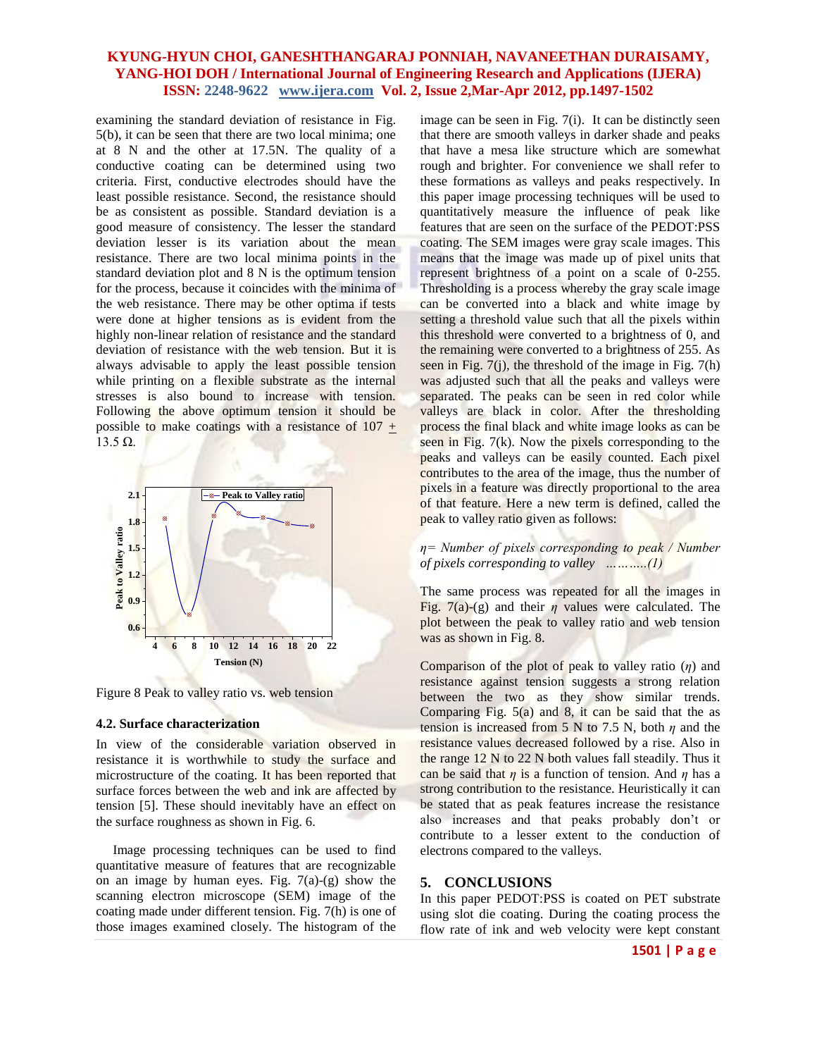examining the standard deviation of resistance in Fig. 5(b), it can be seen that there are two local minima; one at 8 N and the other at 17.5N. The quality of a conductive coating can be determined using two criteria. First, conductive electrodes should have the least possible resistance. Second, the resistance should be as consistent as possible. Standard deviation is a good measure of consistency. The lesser the standard deviation lesser is its variation about the mean resistance. There are two local minima points in the standard deviation plot and 8 N is the optimum tension for the process, because it coincides with the minima of the web resistance. There may be other optima if tests were done at higher tensions as is evident from the highly non-linear relation of resistance and the standard deviation of resistance with the web tension. But it is always advisable to apply the least possible tension while printing on a flexible substrate as the internal stresses is also bound to increase with tension. Following the above optimum tension it should be possible to make coatings with a resistance of 107 $\pm$ 13.5 Ω.

Figure 8 Peak to valley ratio vs. web tension

### 4.2. Surface characterization

In view of the considerable variation observed in resistance it is worthwhile to study the surface and microstructure of the coating. It has been reported that surface forces between the web and ink are affected by tension [5]. These should inevitably have an effect on the surface roughness as shown in Fig. 6.

Image processing techniques can be used to find quantitative measure of features that are recognizable on an image by human eyes. Fig. 7(a)-(g) show the scanning electron microscope (SEM) image of the coating made under different tension. Fig. 7(h) is one of those images examined closely. The histogram of the image can be seen in Fig. 7(i). It can be distinctly seen that there are smooth valleys in darker shade and peaks that have a mesa like structure which are somewhat rough and brighter. For convenience we shall refer to these formations as valleys and peaks respectively. In this paper image processing techniques will be used to quantitatively measure the influence of peak like features that are seen on the surface of the PEDOT:PSS coating. The SEM images were gray scale images. This means that the image was made up of pixel units that represent brightness of a point on a scale of 0-255. Thresholding is a process whereby the gray scale image can be converted into a black and white image by setting a threshold value such that all the pixels within this threshold were converted to a brightness of 0, and the remaining were converted to a brightness of 255. As seen in Fig. 7(j), the threshold of the image in Fig. 7(h) was adjusted such that all the peaks and valleys were separated. The peaks can be seen in red color while valleys are black in color. After the thresholding process the final black and white image looks as can be seen in Fig. 7(k). Now the pixels corresponding to the peaks and valleys can be easily counted. Each pixel contributes to the area of the image, thus the number of pixels in a feature was directly proportional to the area of that feature. Here a new term is defined, called the peak to valley ratio given as follows:

*$\eta$= Number of pixels corresponding to peak / Number of pixels corresponding to valley ………..(1)*

The same process was repeated for all the images in Fig. 7(a)-(g) and their $\eta$ values were calculated. The plot between the peak to valley ratio and web tension was as shown in Fig. 8.

Comparison of the plot of peak to valley ratio ($\eta$) and resistance against tension suggests a strong relation between the two as they show similar trends. Comparing Fig. 5(a) and 8, it can be said that the as tension is increased from 5 N to 7.5 N, both $\eta$ and the resistance values decreased followed by a rise. Also in the range 12 N to 22 N both values fall steadily. Thus it can be said that $\eta$ is a function of tension. And $\eta$ has a strong contribution to the resistance. Heuristically it can be stated that as peak features increase the resistance also increases and that peaks probably don't or contribute to a lesser extent to the conduction of electrons compared to the valleys.

## 5. CONCLUSIONS

In this paper PEDOT:PSS is coated on PET substrate using slot die coating. During the coating process the flow rate of ink and web velocity were kept constant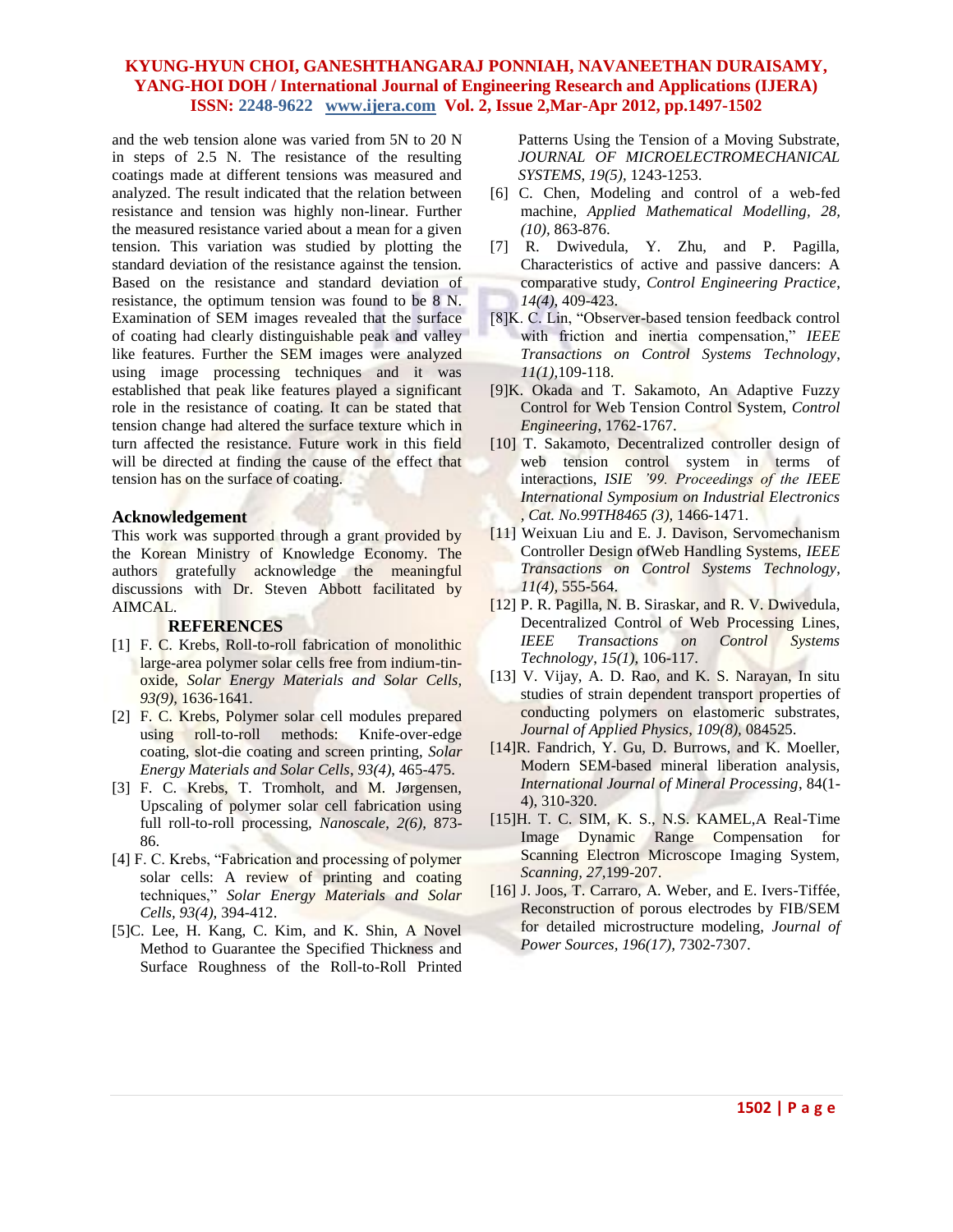and the web tension alone was varied from 5N to 20 N in steps of 2.5 N. The resistance of the resulting coatings made at different tensions was measured and analyzed. The result indicated that the relation between resistance and tension was highly non-linear. Further the measured resistance varied about a mean for a given tension. This variation was studied by plotting the standard deviation of the resistance against the tension. Based on the resistance and standard deviation of resistance, the optimum tension was found to be 8 N. Examination of SEM images revealed that the surface of coating had clearly distinguishable peak and valley like features. Further the SEM images were analyzed using image processing techniques and it was established that peak like features played a significant role in the resistance of coating. It can be stated that tension change had altered the surface texture which in turn affected the resistance. Future work in this field will be directed at finding the cause of the effect that tension has on the surface of coating.

## Acknowledgement

This work was supported through a grant provided by the Korean Ministry of Knowledge Economy. The authors gratefully acknowledge the meaningful discussions with Dr. Steven Abbott facilitated by AIMCAL.

## REFERENCES

[1] F. C. Krebs, Roll-to-roll fabrication of monolithic large-area polymer solar cells free from indium-tin-oxide, *Solar Energy Materials and Solar Cells, 93(9)*, 1636-1641.

[2] F. C. Krebs, Polymer solar cell modules prepared using roll-to-roll methods: Knife-over-edge coating, slot-die coating and screen printing, *Solar Energy Materials and Solar Cells, 93(4)*, 465-475.

[3] F. C. Krebs, T. Tromholt, and M. Jørgensen, Upscaling of polymer solar cell fabrication using full roll-to-roll processing, *Nanoscale, 2(6)*, 873-86.

[4] F. C. Krebs, "Fabrication and processing of polymer solar cells: A review of printing and coating techniques," *Solar Energy Materials and Solar Cells, 93(4)*, 394-412.

[5]C. Lee, H. Kang, C. Kim, and K. Shin, A Novel Method to Guarantee the Specified Thickness and Surface Roughness of the Roll-to-Roll Printed Patterns Using the Tension of a Moving Substrate, *JOURNAL OF MICROELECTROMECHANICAL SYSTEMS, 19(5)*, 1243-1253.

[6] C. Chen, Modeling and control of a web-fed machine, *Applied Mathematical Modelling, 28, (10)*, 863-876.

[7] R. Dwivedula, Y. Zhu, and P. Pagilla, Characteristics of active and passive dancers: A comparative study, *Control Engineering Practice, 14(4)*, 409-423.

[8]K. C. Lin, "Observer-based tension feedback control with friction and inertia compensation," *IEEE Transactions on Control Systems Technology, 11(1)*,109-118.

[9]K. Okada and T. Sakamoto, An Adaptive Fuzzy Control for Web Tension Control System, *Control Engineering*, 1762-1767.

[10] T. Sakamoto, Decentralized controller design of web tension control system in terms of interactions, *ISIE '99. Proceedings of the IEEE International Symposium on Industrial Electronics , Cat. No.99TH8465 (3)*, 1466-1471.

[11] Weixuan Liu and E. J. Davison, Servomechanism Controller Design ofWeb Handling Systems, *IEEE Transactions on Control Systems Technology, 11(4)*, 555-564.

[12] P. R. Pagilla, N. B. Siraskar, and R. V. Dwivedula, Decentralized Control of Web Processing Lines, *IEEE Transactions on Control Systems Technology, 15(1)*, 106-117.

[13] V. Vijay, A. D. Rao, and K. S. Narayan, In situ studies of strain dependent transport properties of conducting polymers on elastomeric substrates, *Journal of Applied Physics, 109(8)*, 084525.

[14]R. Fandrich, Y. Gu, D. Burrows, and K. Moeller, Modern SEM-based mineral liberation analysis, *International Journal of Mineral Processing*, 84(1-4), 310-320.

[15]H. T. C. SIM, K. S., N.S. KAMEL,A Real-Time Image Dynamic Range Compensation for Scanning Electron Microscope Imaging System, *Scanning, 27*,199-207.

[16] J. Joos, T. Carraro, A. Weber, and E. Ivers-Tiffée, Reconstruction of porous electrodes by FIB/SEM for detailed microstructure modeling, *Journal of Power Sources, 196(17)*, 7302-7307.